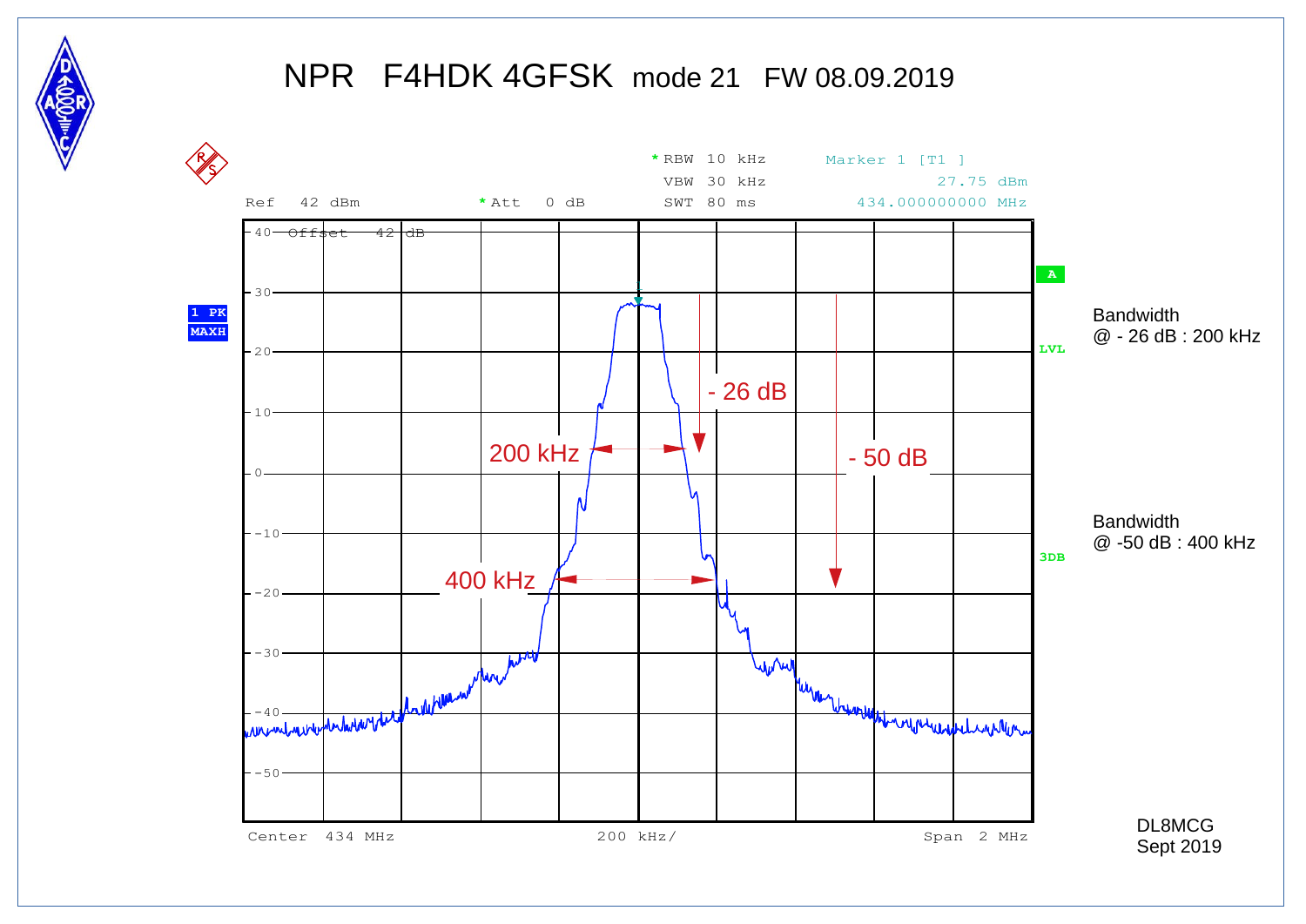# NPR F4HDK 4GFSK mode 21 FW 08.09.2019

RBW 10 kHz
VBW 30 kHz
SWT 80 ms

Marker 1 [T1 ]
27.75 dBm
434.000000000 MHz

Ref 42 dBm
Att 0 dB
Offset 42 dB

1 PK MAXH

A
LVL
3DB

- 26 dB
200 kHz
- 50 dB
400 kHz

Center 434 MHz
200 kHz/
Span 2 MHz

Bandwidth
@ - 26 dB : 200 kHz

Bandwidth
@ -50 dB : 400 kHz

DL8MCG
Sept 2019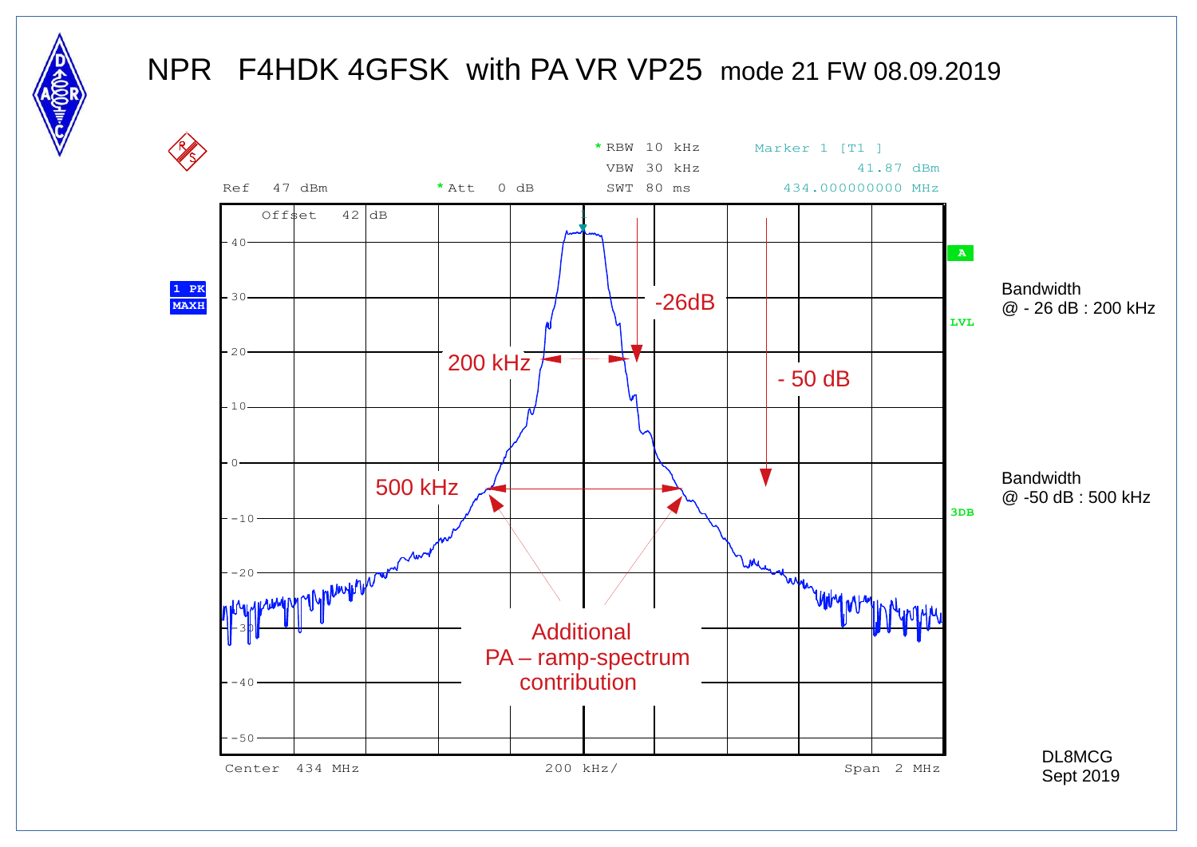# NPR F4HDK 4GFSK with PA VR VP25 mode 21 FW 08.09.2019

RBW 10 kHz
VBW 30 kHz
SWT 80 ms

Marker 1 [T1 ]
41.87 dBm
434.000000000 MHz

Ref 47 dBm
Att 0 dB
Offset 42 dB

1 PK MAXH

A
LVL
3DB

-26dB
200 kHz
- 50 dB
500 kHz

Additional PA – ramp-spectrum contribution

Center 434 MHz
200 kHz/
Span 2 MHz

Bandwidth @ - 26 dB : 200 kHz

Bandwidth @ -50 dB : 500 kHz

DL8MCG
Sept 2019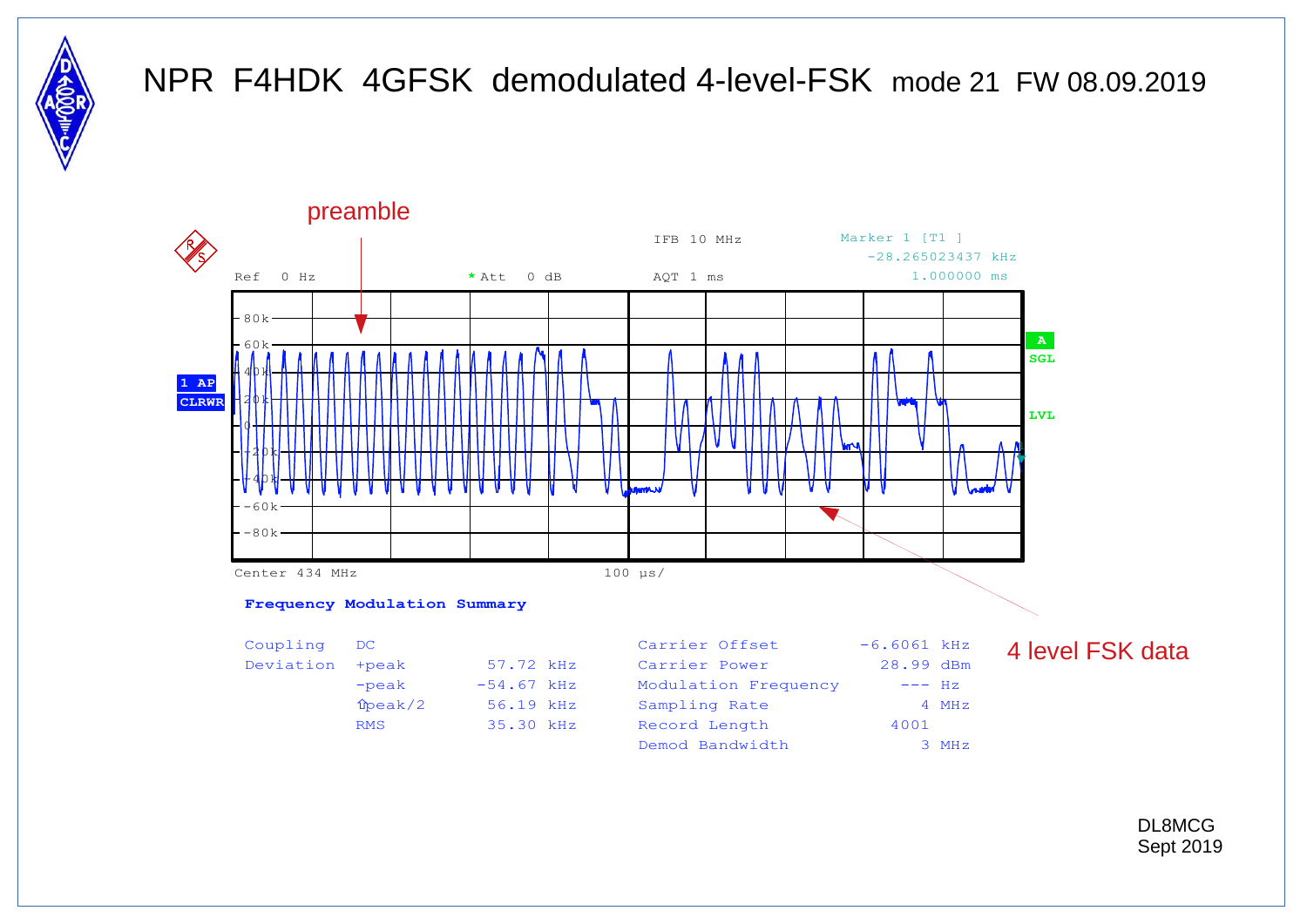# NPR F4HDK 4GFSK demodulated 4-level-FSK mode 21 FW 08.09.2019

preamble

IFB 10 MHz

Marker 1 [T1 ]
-28.265023437 kHz
1.000000 ms

Ref 0 Hz

\* Att 0 dB

AQT 1 ms

1 AP
CLRWR

A
SGL

LVL

80k
60k
40k
20k
0
-20k
-40k
-60k
-80k

Center 434 MHz

100 µs/

**Frequency Modulation Summary**

| Coupling | DC | | Carrier Offset | -6.6061 kHz |
|---|---|---|---|---|
| Deviation | +peak | 57.72 kHz | Carrier Power | 28.99 dBm |
| | -peak | -54.67 kHz | Modulation Frequency | --- Hz |
| | ⇧peak/2 | 56.19 kHz | Sampling Rate | 4 MHz |
| | RMS | 35.30 kHz | Record Length | 4001 |
| | | | Demod Bandwidth | 3 MHz |

4 level FSK data

DL8MCG
Sept 2019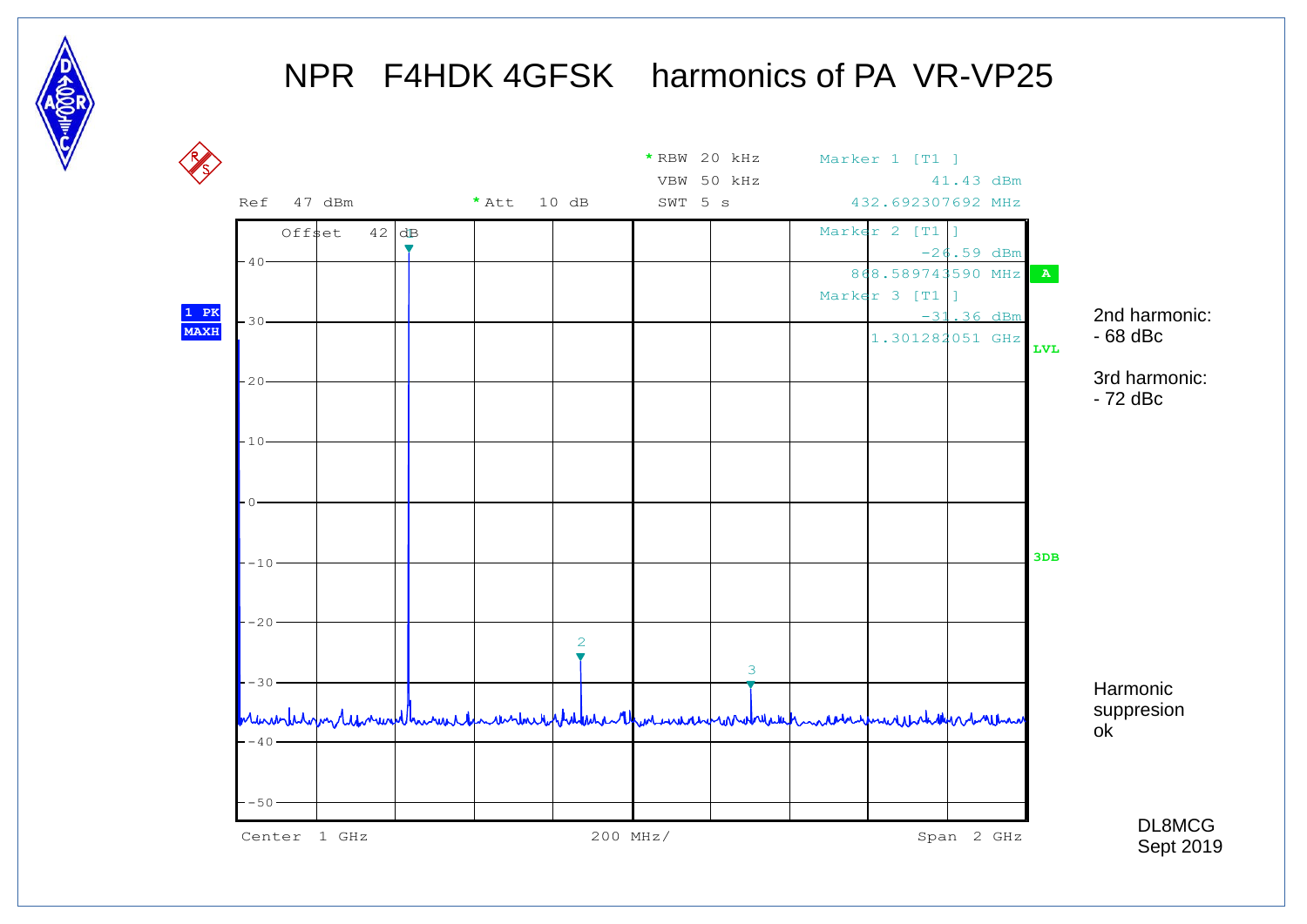# NPR F4HDK 4GFSK harmonics of PA VR-VP25

Ref 47 dBm

Offset 42 dB

* Att 10 dB

* RBW 20 kHz

VBW 50 kHz

SWT 5 s

Marker 1 [T1 ]
41.43 dBm
432.692307692 MHz

Marker 2 [T1 ]
-26.59 dBm
868.589743590 MHz

Marker 3 [T1 ]
-31.36 dBm
1.301282051 GHz

1 PK MAXH

A

LVL

3DB

Center 1 GHz

200 MHz/

Span 2 GHz

2nd harmonic:
- 68 dBc

3rd harmonic:
- 72 dBc

Harmonic suppresion ok

DL8MCG
Sept 2019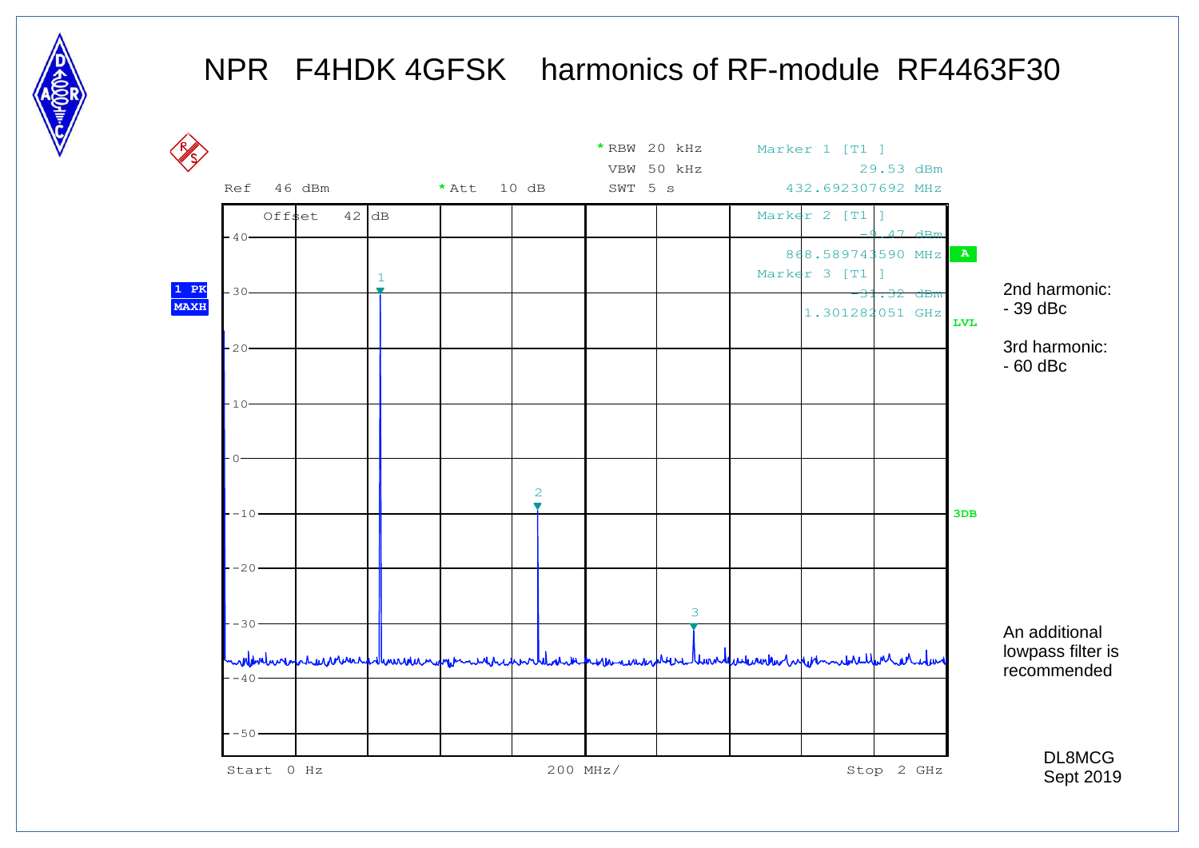# NPR F4HDK 4GFSK harmonics of RF-module RF4463F30

*RBW 20 kHz

VBW 50 kHz

SWT 5 s

Ref 46 dBm

*Att 10 dB

Offset 42 dB

Marker 1 [T1 ]
29.53 dBm
432.692307692 MHz

Marker 2 [T1 ]
-9.47 dBm
868.589743590 MHz

Marker 3 [T1 ]
-31.32 dBm
1.301282051 GHz

1 PK
MAXH

A

LVL

3DB

40
30
20
10
0
-10
-20
-30
-40
-50

Start 0 Hz

200 MHz/

Stop 2 GHz

2nd harmonic:
- 39 dBc

3rd harmonic:
- 60 dBc

An additional lowpass filter is recommended

DL8MCG
Sept 2019